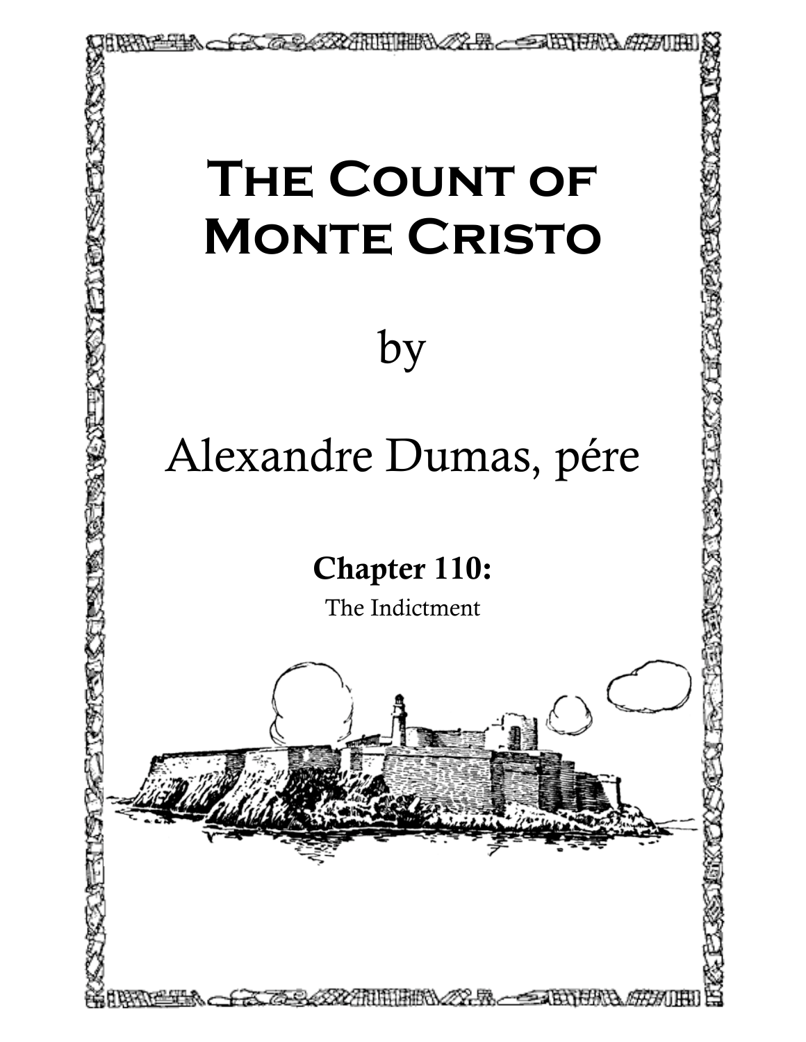# The Count of Monte Cristo

by

Alexandre Dumas, pére

**Chapter 110:**

The Indictment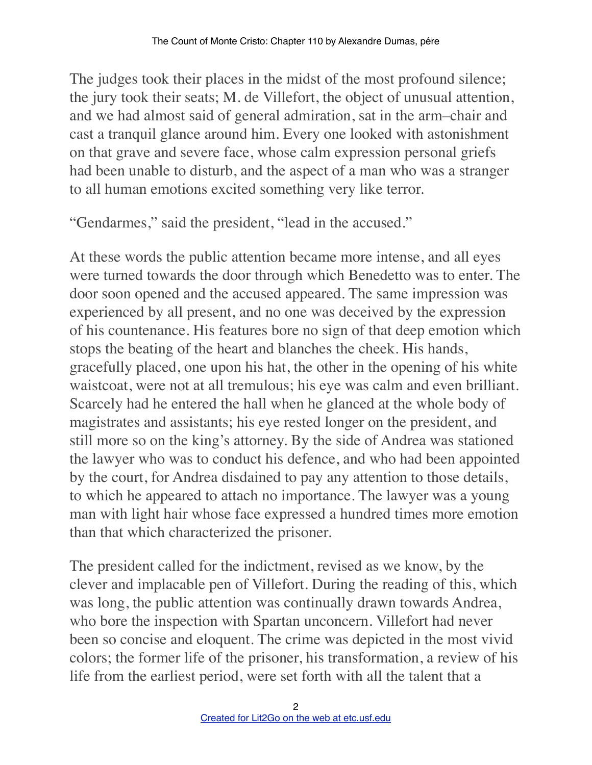The judges took their places in the midst of the most profound silence; the jury took their seats; M. de Villefort, the object of unusual attention, and we had almost said of general admiration, sat in the arm–chair and cast a tranquil glance around him. Every one looked with astonishment on that grave and severe face, whose calm expression personal griefs had been unable to disturb, and the aspect of a man who was a stranger to all human emotions excited something very like terror.

“Gendarmes,” said the president, “lead in the accused.”

At these words the public attention became more intense, and all eyes were turned towards the door through which Benedetto was to enter. The door soon opened and the accused appeared. The same impression was experienced by all present, and no one was deceived by the expression of his countenance. His features bore no sign of that deep emotion which stops the beating of the heart and blanches the cheek. His hands, gracefully placed, one upon his hat, the other in the opening of his white waistcoat, were not at all tremulous; his eye was calm and even brilliant. Scarcely had he entered the hall when he glanced at the whole body of magistrates and assistants; his eye rested longer on the president, and still more so on the king’s attorney. By the side of Andrea was stationed the lawyer who was to conduct his defence, and who had been appointed by the court, for Andrea disdained to pay any attention to those details, to which he appeared to attach no importance. The lawyer was a young man with light hair whose face expressed a hundred times more emotion than that which characterized the prisoner.

The president called for the indictment, revised as we know, by the clever and implacable pen of Villefort. During the reading of this, which was long, the public attention was continually drawn towards Andrea, who bore the inspection with Spartan unconcern. Villefort had never been so concise and eloquent. The crime was depicted in the most vivid colors; the former life of the prisoner, his transformation, a review of his life from the earliest period, were set forth with all the talent that a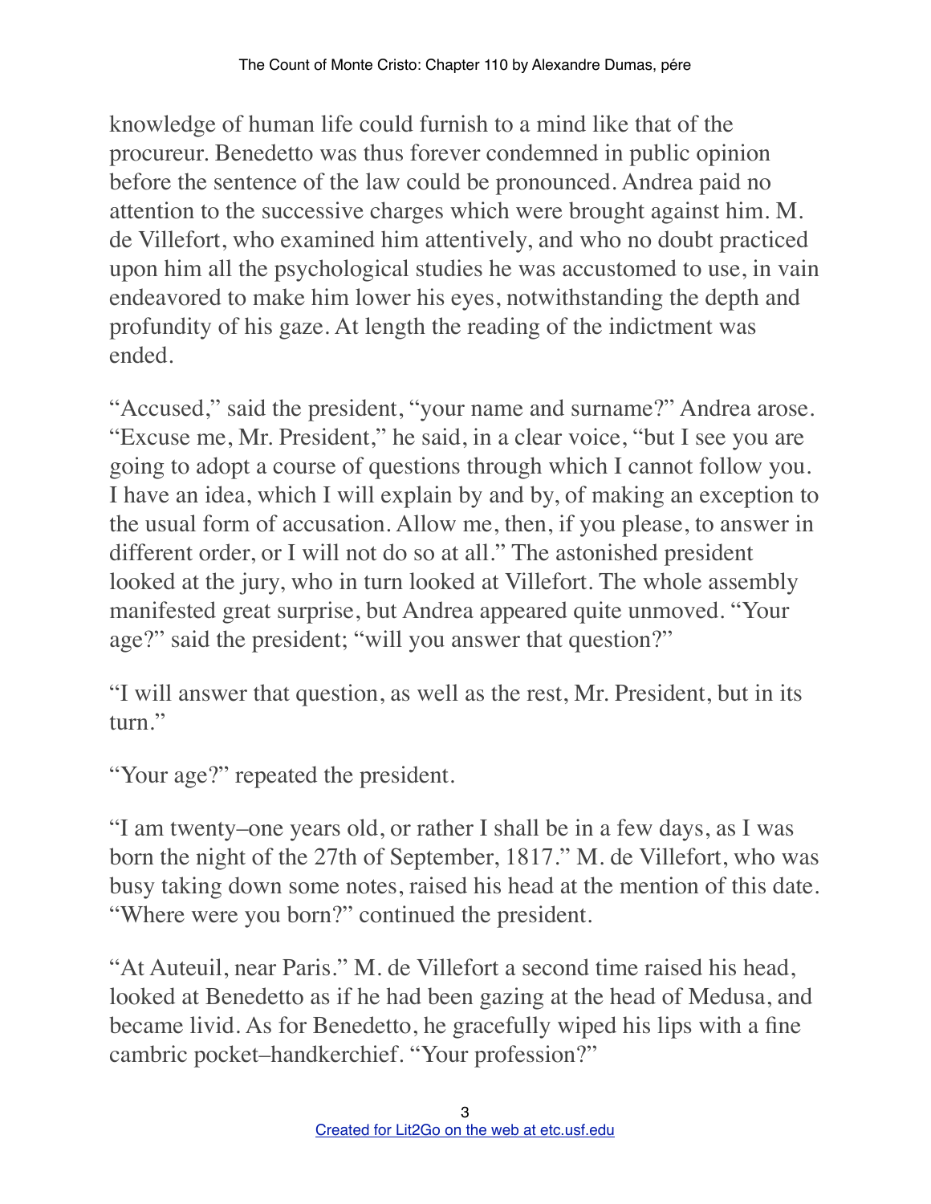knowledge of human life could furnish to a mind like that of the procureur. Benedetto was thus forever condemned in public opinion before the sentence of the law could be pronounced. Andrea paid no attention to the successive charges which were brought against him. M. de Villefort, who examined him attentively, and who no doubt practiced upon him all the psychological studies he was accustomed to use, in vain endeavored to make him lower his eyes, notwithstanding the depth and profundity of his gaze. At length the reading of the indictment was ended.

"Accused," said the president, "your name and surname?" Andrea arose. "Excuse me, Mr. President," he said, in a clear voice, "but I see you are going to adopt a course of questions through which I cannot follow you. I have an idea, which I will explain by and by, of making an exception to the usual form of accusation. Allow me, then, if you please, to answer in different order, or I will not do so at all." The astonished president looked at the jury, who in turn looked at Villefort. The whole assembly manifested great surprise, but Andrea appeared quite unmoved. "Your age?" said the president; "will you answer that question?"

"I will answer that question, as well as the rest, Mr. President, but in its turn."

"Your age?" repeated the president.

"I am twenty–one years old, or rather I shall be in a few days, as I was born the night of the 27th of September, 1817." M. de Villefort, who was busy taking down some notes, raised his head at the mention of this date. "Where were you born?" continued the president.

"At Auteuil, near Paris." M. de Villefort a second time raised his head, looked at Benedetto as if he had been gazing at the head of Medusa, and became livid. As for Benedetto, he gracefully wiped his lips with a fine cambric pocket–handkerchief. "Your profession?"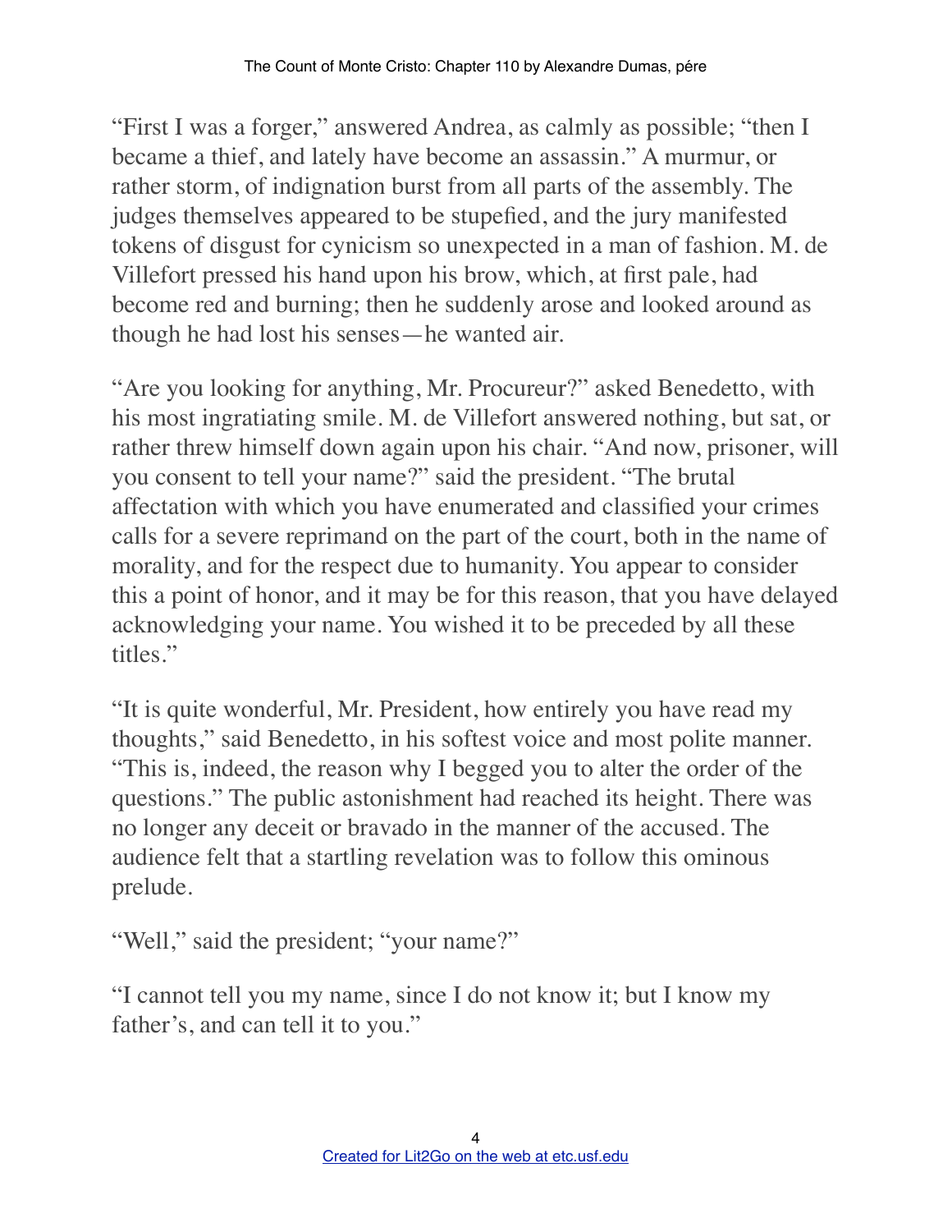"First I was a forger," answered Andrea, as calmly as possible; "then I became a thief, and lately have become an assassin." A murmur, or rather storm, of indignation burst from all parts of the assembly. The judges themselves appeared to be stupefied, and the jury manifested tokens of disgust for cynicism so unexpected in a man of fashion. M. de Villefort pressed his hand upon his brow, which, at first pale, had become red and burning; then he suddenly arose and looked around as though he had lost his senses—he wanted air.

"Are you looking for anything, Mr. Procureur?" asked Benedetto, with his most ingratiating smile. M. de Villefort answered nothing, but sat, or rather threw himself down again upon his chair. "And now, prisoner, will you consent to tell your name?" said the president. "The brutal affectation with which you have enumerated and classified your crimes calls for a severe reprimand on the part of the court, both in the name of morality, and for the respect due to humanity. You appear to consider this a point of honor, and it may be for this reason, that you have delayed acknowledging your name. You wished it to be preceded by all these titles."

"It is quite wonderful, Mr. President, how entirely you have read my thoughts," said Benedetto, in his softest voice and most polite manner. "This is, indeed, the reason why I begged you to alter the order of the questions." The public astonishment had reached its height. There was no longer any deceit or bravado in the manner of the accused. The audience felt that a startling revelation was to follow this ominous prelude.

"Well," said the president; "your name?"

"I cannot tell you my name, since I do not know it; but I know my father's, and can tell it to you."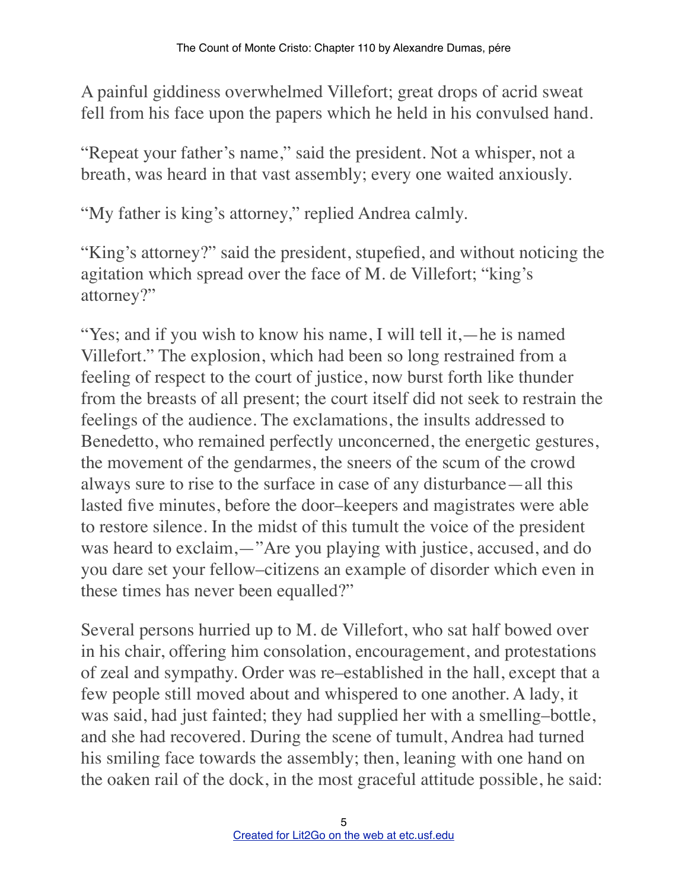A painful giddiness overwhelmed Villefort; great drops of acrid sweat fell from his face upon the papers which he held in his convulsed hand.

"Repeat your father's name," said the president. Not a whisper, not a breath, was heard in that vast assembly; every one waited anxiously.

"My father is king's attorney," replied Andrea calmly.

"King's attorney?" said the president, stupefied, and without noticing the agitation which spread over the face of M. de Villefort; "king's attorney?"

"Yes; and if you wish to know his name, I will tell it,—he is named Villefort." The explosion, which had been so long restrained from a feeling of respect to the court of justice, now burst forth like thunder from the breasts of all present; the court itself did not seek to restrain the feelings of the audience. The exclamations, the insults addressed to Benedetto, who remained perfectly unconcerned, the energetic gestures, the movement of the gendarmes, the sneers of the scum of the crowd always sure to rise to the surface in case of any disturbance—all this lasted five minutes, before the door–keepers and magistrates were able to restore silence. In the midst of this tumult the voice of the president was heard to exclaim,—"Are you playing with justice, accused, and do you dare set your fellow–citizens an example of disorder which even in these times has never been equalled?"

Several persons hurried up to M. de Villefort, who sat half bowed over in his chair, offering him consolation, encouragement, and protestations of zeal and sympathy. Order was re–established in the hall, except that a few people still moved about and whispered to one another. A lady, it was said, had just fainted; they had supplied her with a smelling–bottle, and she had recovered. During the scene of tumult, Andrea had turned his smiling face towards the assembly; then, leaning with one hand on the oaken rail of the dock, in the most graceful attitude possible, he said: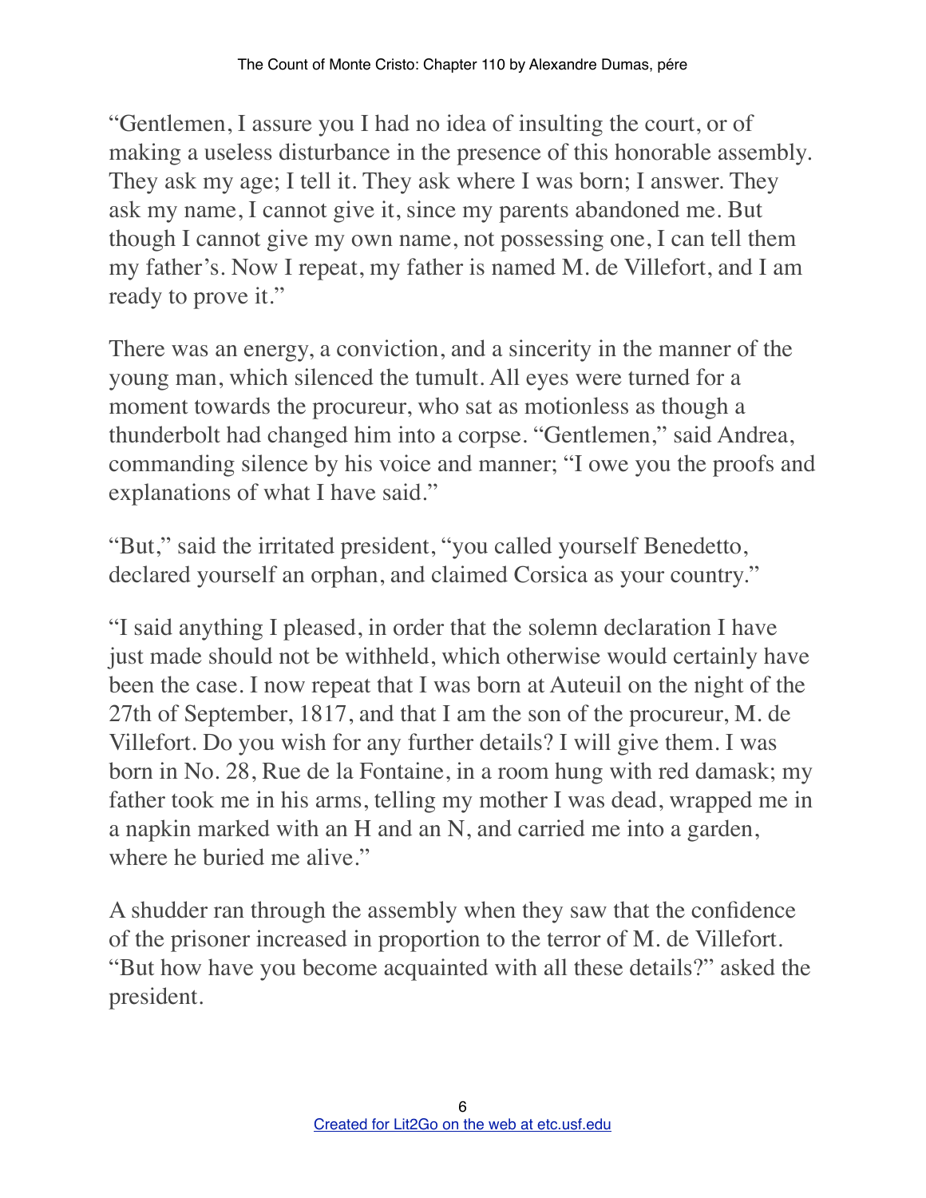"Gentlemen, I assure you I had no idea of insulting the court, or of making a useless disturbance in the presence of this honorable assembly. They ask my age; I tell it. They ask where I was born; I answer. They ask my name, I cannot give it, since my parents abandoned me. But though I cannot give my own name, not possessing one, I can tell them my father's. Now I repeat, my father is named M. de Villefort, and I am ready to prove it."

There was an energy, a conviction, and a sincerity in the manner of the young man, which silenced the tumult. All eyes were turned for a moment towards the procureur, who sat as motionless as though a thunderbolt had changed him into a corpse. "Gentlemen," said Andrea, commanding silence by his voice and manner; "I owe you the proofs and explanations of what I have said."

"But," said the irritated president, "you called yourself Benedetto, declared yourself an orphan, and claimed Corsica as your country."

"I said anything I pleased, in order that the solemn declaration I have just made should not be withheld, which otherwise would certainly have been the case. I now repeat that I was born at Auteuil on the night of the 27th of September, 1817, and that I am the son of the procureur, M. de Villefort. Do you wish for any further details? I will give them. I was born in No. 28, Rue de la Fontaine, in a room hung with red damask; my father took me in his arms, telling my mother I was dead, wrapped me in a napkin marked with an H and an N, and carried me into a garden, where he buried me alive."

A shudder ran through the assembly when they saw that the confidence of the prisoner increased in proportion to the terror of M. de Villefort. "But how have you become acquainted with all these details?" asked the president.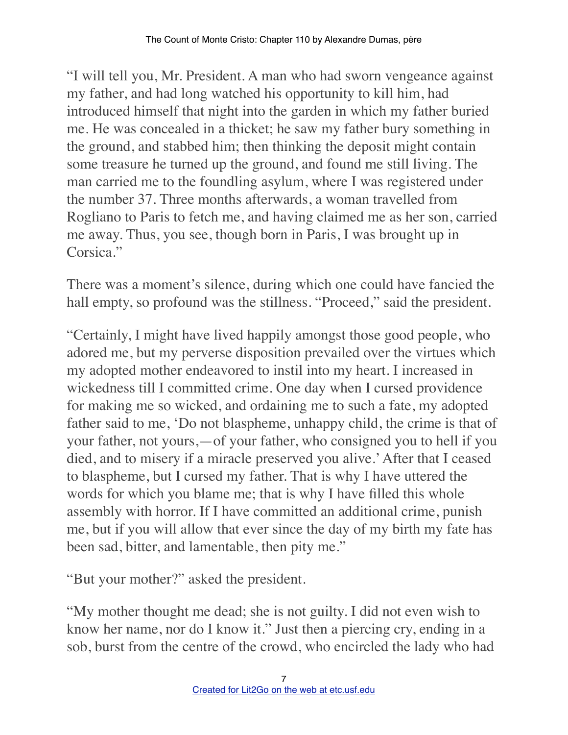"I will tell you, Mr. President. A man who had sworn vengeance against my father, and had long watched his opportunity to kill him, had introduced himself that night into the garden in which my father buried me. He was concealed in a thicket; he saw my father bury something in the ground, and stabbed him; then thinking the deposit might contain some treasure he turned up the ground, and found me still living. The man carried me to the foundling asylum, where I was registered under the number 37. Three months afterwards, a woman travelled from Rogliano to Paris to fetch me, and having claimed me as her son, carried me away. Thus, you see, though born in Paris, I was brought up in Corsica."

There was a moment's silence, during which one could have fancied the hall empty, so profound was the stillness. "Proceed," said the president.

"Certainly, I might have lived happily amongst those good people, who adored me, but my perverse disposition prevailed over the virtues which my adopted mother endeavored to instil into my heart. I increased in wickedness till I committed crime. One day when I cursed providence for making me so wicked, and ordaining me to such a fate, my adopted father said to me, 'Do not blaspheme, unhappy child, the crime is that of your father, not yours,—of your father, who consigned you to hell if you died, and to misery if a miracle preserved you alive.' After that I ceased to blaspheme, but I cursed my father. That is why I have uttered the words for which you blame me; that is why I have filled this whole assembly with horror. If I have committed an additional crime, punish me, but if you will allow that ever since the day of my birth my fate has been sad, bitter, and lamentable, then pity me."

"But your mother?" asked the president.

"My mother thought me dead; she is not guilty. I did not even wish to know her name, nor do I know it." Just then a piercing cry, ending in a sob, burst from the centre of the crowd, who encircled the lady who had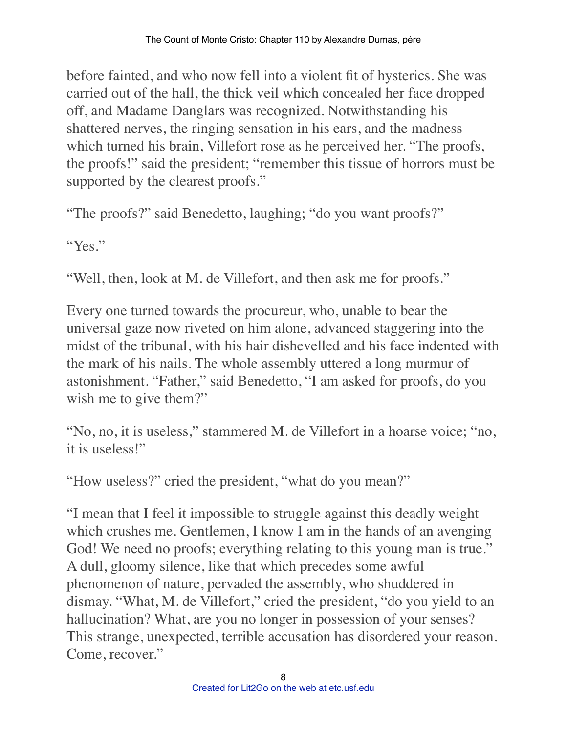before fainted, and who now fell into a violent fit of hysterics. She was carried out of the hall, the thick veil which concealed her face dropped off, and Madame Danglars was recognized. Notwithstanding his shattered nerves, the ringing sensation in his ears, and the madness which turned his brain, Villefort rose as he perceived her. "The proofs, the proofs!" said the president; "remember this tissue of horrors must be supported by the clearest proofs."

"The proofs?" said Benedetto, laughing; "do you want proofs?"

"Yes."

"Well, then, look at M. de Villefort, and then ask me for proofs."

Every one turned towards the procureur, who, unable to bear the universal gaze now riveted on him alone, advanced staggering into the midst of the tribunal, with his hair dishevelled and his face indented with the mark of his nails. The whole assembly uttered a long murmur of astonishment. "Father," said Benedetto, "I am asked for proofs, do you wish me to give them?"

"No, no, it is useless," stammered M. de Villefort in a hoarse voice; "no, it is useless!"

"How useless?" cried the president, "what do you mean?"

"I mean that I feel it impossible to struggle against this deadly weight which crushes me. Gentlemen, I know I am in the hands of an avenging God! We need no proofs; everything relating to this young man is true." A dull, gloomy silence, like that which precedes some awful phenomenon of nature, pervaded the assembly, who shuddered in dismay. "What, M. de Villefort," cried the president, "do you yield to an hallucination? What, are you no longer in possession of your senses? This strange, unexpected, terrible accusation has disordered your reason. Come, recover."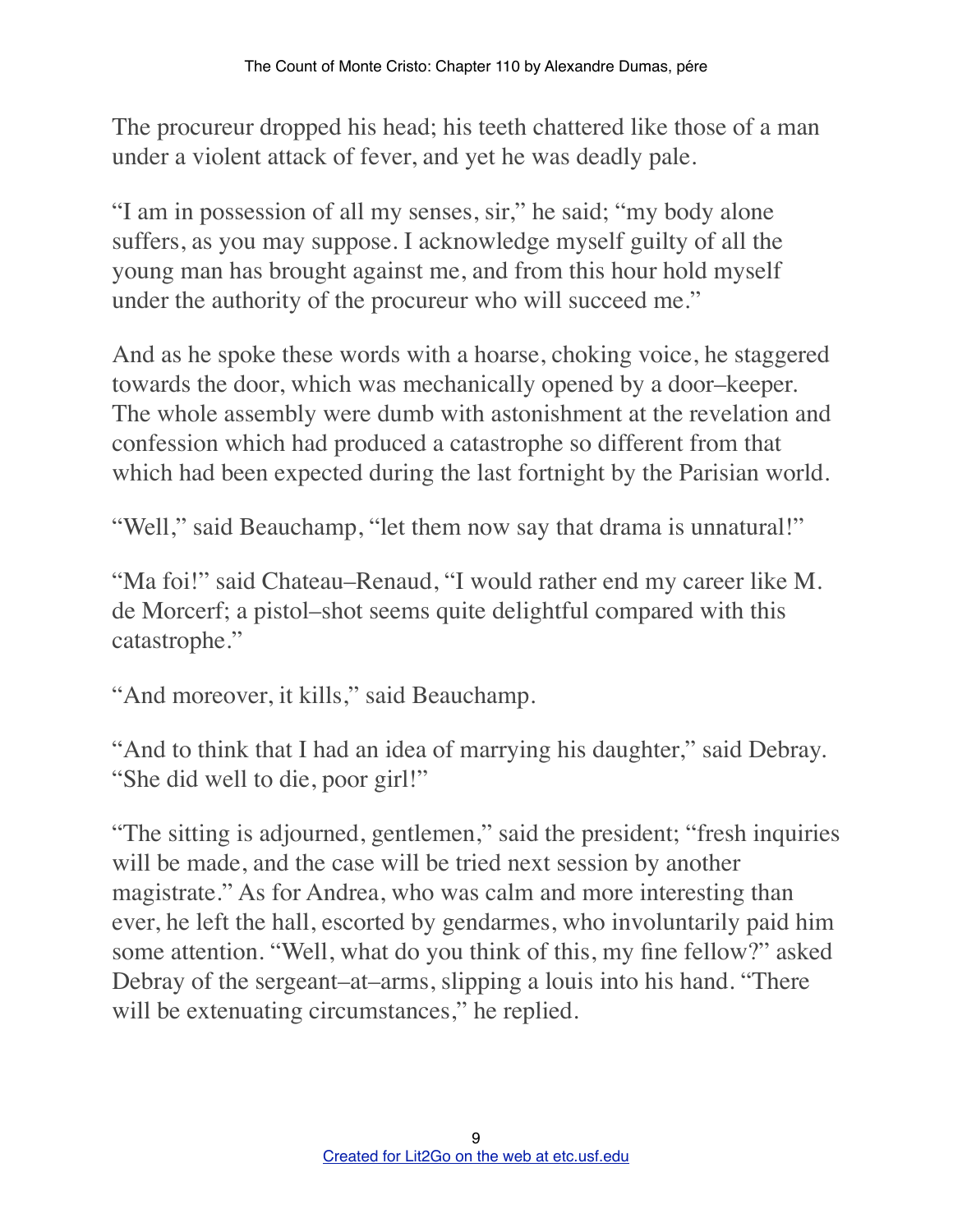The procureur dropped his head; his teeth chattered like those of a man under a violent attack of fever, and yet he was deadly pale.

"I am in possession of all my senses, sir," he said; "my body alone suffers, as you may suppose. I acknowledge myself guilty of all the young man has brought against me, and from this hour hold myself under the authority of the procureur who will succeed me."

And as he spoke these words with a hoarse, choking voice, he staggered towards the door, which was mechanically opened by a door–keeper. The whole assembly were dumb with astonishment at the revelation and confession which had produced a catastrophe so different from that which had been expected during the last fortnight by the Parisian world.

"Well," said Beauchamp, "let them now say that drama is unnatural!"

"Ma foi!" said Chateau–Renaud, "I would rather end my career like M. de Morcerf; a pistol–shot seems quite delightful compared with this catastrophe."

"And moreover, it kills," said Beauchamp.

"And to think that I had an idea of marrying his daughter," said Debray. "She did well to die, poor girl!"

"The sitting is adjourned, gentlemen," said the president; "fresh inquiries will be made, and the case will be tried next session by another magistrate." As for Andrea, who was calm and more interesting than ever, he left the hall, escorted by gendarmes, who involuntarily paid him some attention. "Well, what do you think of this, my fine fellow?" asked Debray of the sergeant–at–arms, slipping a louis into his hand. "There will be extenuating circumstances," he replied.